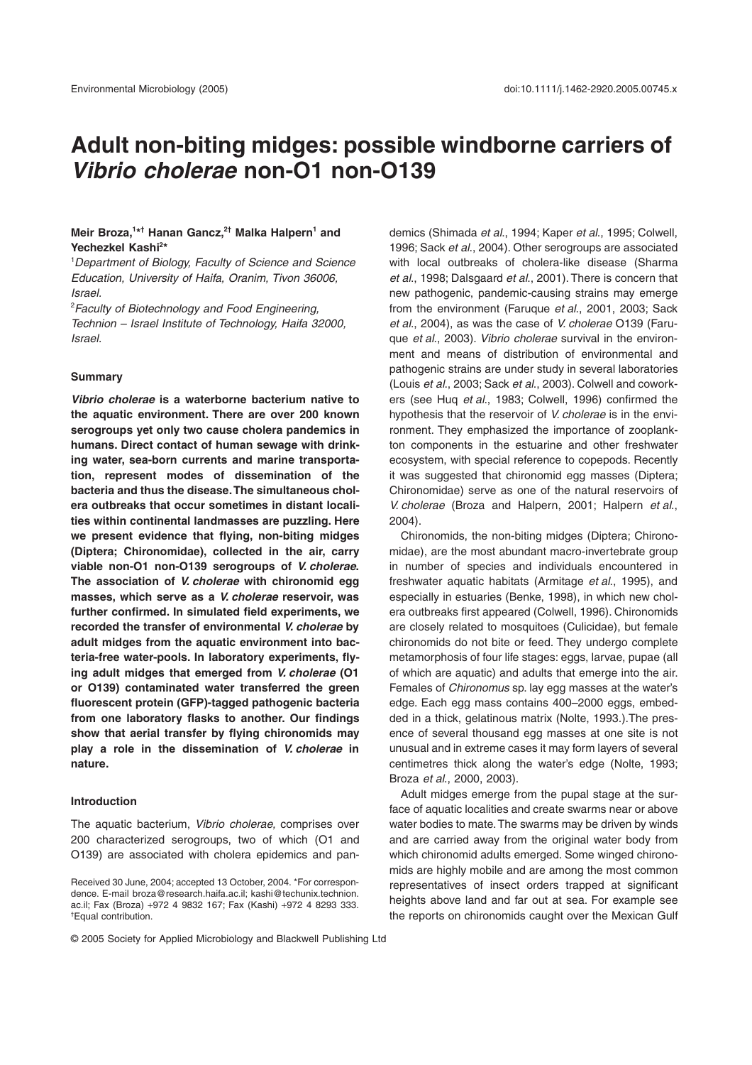# Adult non-biting midges: possible windborne carriers of *Vibrio cholerae* non-O1 non-O139

**Meir Broza,[1*†] Hanan Gancz,[2†] Malka Halpern[1] and Yechezkel Kashi[2*]**

[1]*Department of Biology, Faculty of Science and Science Education, University of Haifa, Oranim, Tivon 36006, Israel.*

[2]*Faculty of Biotechnology and Food Engineering, Technion – Israel Institute of Technology, Haifa 32000, Israel.*

## Summary

***Vibrio cholerae* is a waterborne bacterium native to the aquatic environment. There are over 200 known serogroups yet only two cause cholera pandemics in humans. Direct contact of human sewage with drinking water, sea-born currents and marine transportation, represent modes of dissemination of the bacteria and thus the disease. The simultaneous cholera outbreaks that occur sometimes in distant localities within continental landmasses are puzzling. Here we present evidence that flying, non-biting midges (Diptera; Chironomidae), collected in the air, carry viable non-O1 non-O139 serogroups of *V. cholerae*. The association of *V. cholerae* with chironomid egg masses, which serve as a *V. cholerae* reservoir, was further confirmed. In simulated field experiments, we recorded the transfer of environmental *V. cholerae* by adult midges from the aquatic environment into bacteria-free water-pools. In laboratory experiments, flying adult midges that emerged from *V. cholerae* (O1 or O139) contaminated water transferred the green fluorescent protein (GFP)-tagged pathogenic bacteria from one laboratory flasks to another. Our findings show that aerial transfer by flying chironomids may play a role in the dissemination of *V. cholerae* in nature.**

## Introduction

The aquatic bacterium, *Vibrio cholerae,* comprises over 200 characterized serogroups, two of which (O1 and O139) are associated with cholera epidemics and pandemics (Shimada *et al*., 1994; Kaper *et al*., 1995; Colwell, 1996; Sack *et al*., 2004). Other serogroups are associated with local outbreaks of cholera-like disease (Sharma *et al*., 1998; Dalsgaard *et al*., 2001). There is concern that new pathogenic, pandemic-causing strains may emerge from the environment (Faruque *et al*., 2001, 2003; Sack *et al*., 2004), as was the case of *V. cholerae* O139 (Faruque *et al*., 2003). *Vibrio cholerae* survival in the environment and means of distribution of environmental and pathogenic strains are under study in several laboratories (Louis *et al*., 2003; Sack *et al*., 2003). Colwell and coworkers (see Huq *et al*., 1983; Colwell, 1996) confirmed the hypothesis that the reservoir of *V. cholerae* is in the environment. They emphasized the importance of zooplankton components in the estuarine and other freshwater ecosystem, with special reference to copepods. Recently it was suggested that chironomid egg masses (Diptera; Chironomidae) serve as one of the natural reservoirs of *V. cholerae* (Broza and Halpern, 2001; Halpern *et al*., 2004).

Chironomids, the non-biting midges (Diptera; Chironomidae), are the most abundant macro-invertebrate group in number of species and individuals encountered in freshwater aquatic habitats (Armitage *et al*., 1995), and especially in estuaries (Benke, 1998), in which new cholera outbreaks first appeared (Colwell, 1996). Chironomids are closely related to mosquitoes (Culicidae), but female chironomids do not bite or feed. They undergo complete metamorphosis of four life stages: eggs, larvae, pupae (all of which are aquatic) and adults that emerge into the air. Females of *Chironomus* sp. lay egg masses at the water's edge. Each egg mass contains 400–2000 eggs, embedded in a thick, gelatinous matrix (Nolte, 1993.). The presence of several thousand egg masses at one site is not unusual and in extreme cases it may form layers of several centimetres thick along the water's edge (Nolte, 1993; Broza *et al*., 2000, 2003).

Adult midges emerge from the pupal stage at the surface of aquatic localities and create swarms near or above water bodies to mate. The swarms may be driven by winds and are carried away from the original water body from which chironomid adults emerged. Some winged chironomids are highly mobile and are among the most common representatives of insect orders trapped at significant heights above land and far out at sea. For example see the reports on chironomids caught over the Mexican Gulf

Received 30 June, 2004; accepted 13 October, 2004. *For correspondence. E-mail broza@research.haifa.ac.il; kashi@techunix.technion.ac.il; Fax (Broza) +972 4 9832 167; Fax (Kashi) +972 4 8293 333. †Equal contribution.

© 2005 Society for Applied Microbiology and Blackwell Publishing Ltd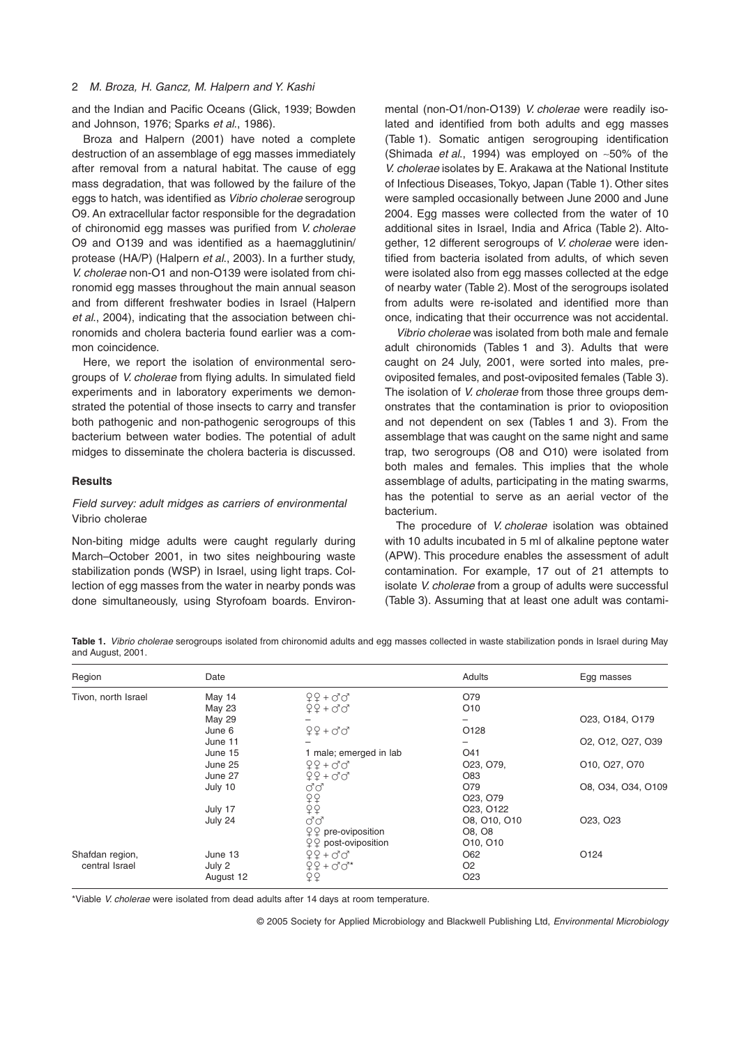and the Indian and Pacific Oceans (Glick, 1939; Bowden and Johnson, 1976; Sparks *et al*., 1986).

Broza and Halpern (2001) have noted a complete destruction of an assemblage of egg masses immediately after removal from a natural habitat. The cause of egg mass degradation, that was followed by the failure of the eggs to hatch, was identified as *Vibrio cholerae* serogroup O9. An extracellular factor responsible for the degradation of chironomid egg masses was purified from *V. cholerae* O9 and O139 and was identified as a haemagglutinin/protease (HA/P) (Halpern *et al*., 2003). In a further study, *V. cholerae* non-O1 and non-O139 were isolated from chironomid egg masses throughout the main annual season and from different freshwater bodies in Israel (Halpern *et al*., 2004), indicating that the association between chironomids and cholera bacteria found earlier was a common coincidence.

Here, we report the isolation of environmental serogroups of *V. cholerae* from flying adults. In simulated field experiments and in laboratory experiments we demonstrated the potential of those insects to carry and transfer both pathogenic and non-pathogenic serogroups of this bacterium between water bodies. The potential of adult midges to disseminate the cholera bacteria is discussed.

## Results

### *Field survey: adult midges as carriers of environmental* Vibrio cholerae

Non-biting midge adults were caught regularly during March–October 2001, in two sites neighbouring waste stabilization ponds (WSP) in Israel, using light traps. Collection of egg masses from the water in nearby ponds was done simultaneously, using Styrofoam boards. Environmental (non-O1/non-O139) *V. cholerae* were readily isolated and identified from both adults and egg masses (Table 1). Somatic antigen serogrouping identification (Shimada *et al*., 1994) was employed on ~50% of the *V. cholerae* isolates by E. Arakawa at the National Institute of Infectious Diseases, Tokyo, Japan (Table 1). Other sites were sampled occasionally between June 2000 and June 2004. Egg masses were collected from the water of 10 additional sites in Israel, India and Africa (Table 2). Altogether, 12 different serogroups of *V. cholerae* were identified from bacteria isolated from adults, of which seven were isolated also from egg masses collected at the edge of nearby water (Table 2). Most of the serogroups isolated from adults were re-isolated and identified more than once, indicating that their occurrence was not accidental.

*Vibrio cholerae* was isolated from both male and female adult chironomids (Tables 1 and 3). Adults that were caught on 24 July, 2001, were sorted into males, pre-oviposited females, and post-oviposited females (Table 3). The isolation of *V. cholerae* from those three groups demonstrates that the contamination is prior to ovioposition and not dependent on sex (Tables 1 and 3). From the assemblage that was caught on the same night and same trap, two serogroups (O8 and O10) were isolated from both males and females. This implies that the whole assemblage of adults, participating in the mating swarms, has the potential to serve as an aerial vector of the bacterium.

The procedure of *V. cholerae* isolation was obtained with 10 adults incubated in 5 ml of alkaline peptone water (APW). This procedure enables the assessment of adult contamination. For example, 17 out of 21 attempts to isolate *V. cholerae* from a group of adults were successful (Table 3). Assuming that at least one adult was contami-

**Table 1.** *Vibrio cholerae* serogroups isolated from chironomid adults and egg masses collected in waste stabilization ponds in Israel during May and August, 2001.

| Region | Date | | Adults | Egg masses |
|---|---|---|---|---|
| Tivon, north Israel | May 14 | ♀♀ + ♂♂ | O79 | |
| | May 23 | ♀♀ + ♂♂ | O10 | |
| | May 29 | – | – | O23, O184, O179 |
| | June 6 | ♀♀ + ♂♂ | O128 | |
| | June 11 | – | – | O2, O12, O27, O39 |
| | June 15 | 1 male; emerged in lab | O41 | |
| | June 25 | ♀♀ + ♂♂ | O23, O79, | O10, O27, O70 |
| | June 27 | ♀♀ + ♂♂ | O83 | |
| | July 10 | ♂♂ | O79 | O8, O34, O34, O109 |
| | | ♀♀ | O23, O79 | |
| | July 17 | ♀♀ | O23, O122 | |
| | July 24 | ♂♂ | O8, O10, O10 | O23, O23 |
| | | ♀♀ pre-oviposition | O8, O8 | |
| | | ♀♀ post-oviposition | O10, O10 | |
| Shafdan region, central Israel | June 13 | ♀♀ + ♂♂ | O62 | O124 |
| | July 2 | ♀♀ + ♂♂* | O2 | |
| | August 12 | ♀♀ | O23 | |

*Viable *V. cholerae* were isolated from dead adults after 14 days at room temperature.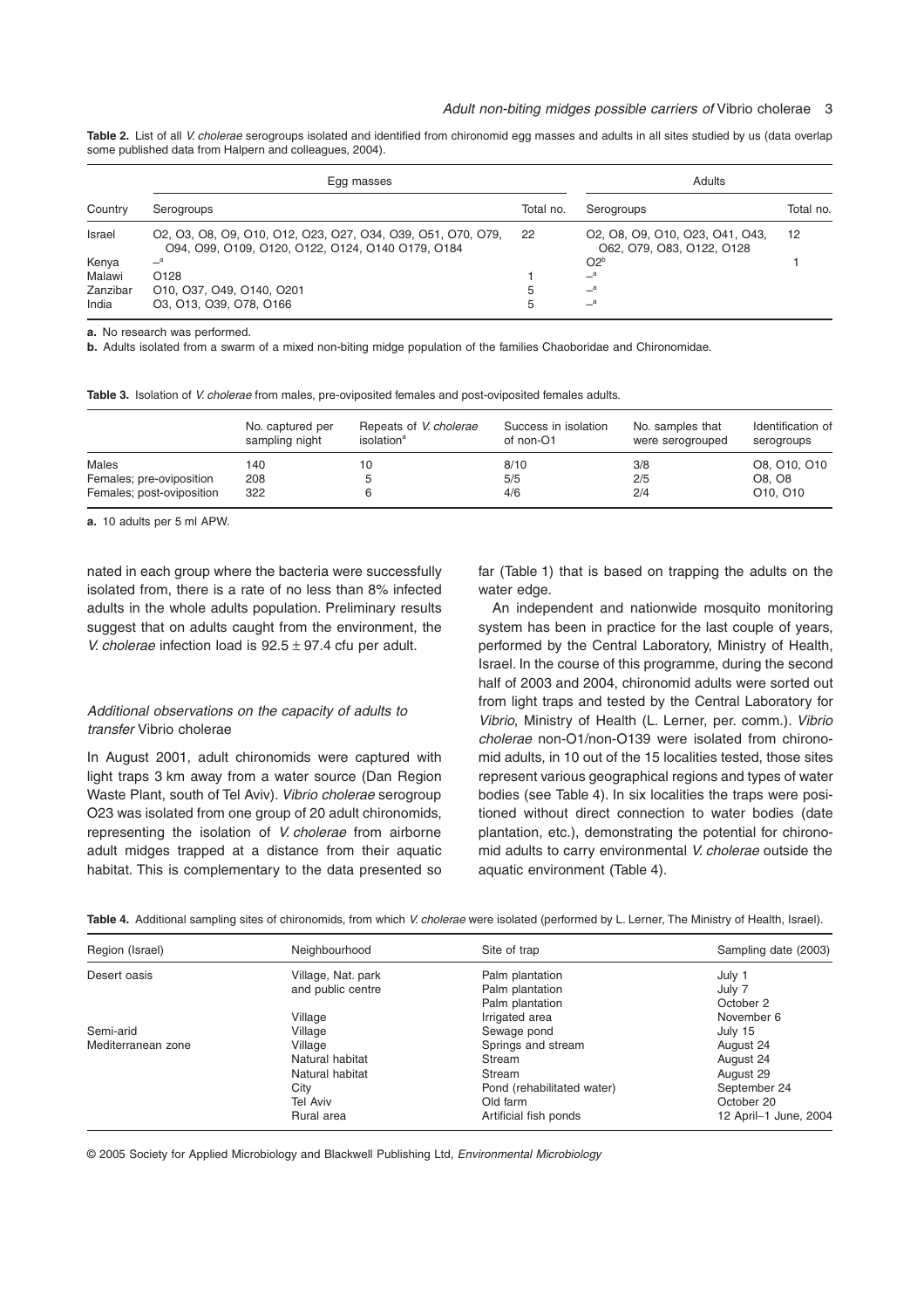**Table 2.** List of all *V. cholerae* serogroups isolated and identified from chironomid egg masses and adults in all sites studied by us (data overlap some published data from Halpern and colleagues, 2004).

| Country | Egg masses | | Adults | |
|---|---|---|---|---|
| | Serogroups | Total no. | Serogroups | Total no. |
| Israel | O2, O3, O8, O9, O10, O12, O23, O27, O34, O39, O51, O70, O79, O94, O99, O109, O120, O122, O124, O140 O179, O184 | 22 | O2, O8, O9, O10, O23, O41, O43, O62, O79, O83, O122, O128 | 12 |
| Kenya | –[a] | | O2[b] | 1 |
| Malawi | O128 | 1 | –[a] | |
| Zanzibar | O10, O37, O49, O140, O201 | 5 | –[a] | |
| India | O3, O13, O39, O78, O166 | 5 | –[a] | |

**a.** No research was performed.
**b.** Adults isolated from a swarm of a mixed non-biting midge population of the families Chaoboridae and Chironomidae.

**Table 3.** Isolation of *V. cholerae* from males, pre-oviposited females and post-oviposited females adults.

| | No. captured per sampling night | Repeats of *V. cholerae* isolation[a] | Success in isolation of non-O1 | No. samples that were serogrouped | Identification of serogroups |
|---|---|---|---|---|---|
| Males | 140 | 10 | 8/10 | 3/8 | O8, O10, O10 |
| Females; pre-oviposition | 208 | 5 | 5/5 | 2/5 | O8, O8 |
| Females; post-oviposition | 322 | 6 | 4/6 | 2/4 | O10, O10 |

**a.** 10 adults per 5 ml APW.

nated in each group where the bacteria were successfully isolated from, there is a rate of no less than 8% infected adults in the whole adults population. Preliminary results suggest that on adults caught from the environment, the *V. cholerae* infection load is $92.5 \pm 97.4$ cfu per adult.

### *Additional observations on the capacity of adults to transfer* Vibrio cholerae

In August 2001, adult chironomids were captured with light traps 3 km away from a water source (Dan Region Waste Plant, south of Tel Aviv). *Vibrio cholerae* serogroup O23 was isolated from one group of 20 adult chironomids, representing the isolation of *V. cholerae* from airborne adult midges trapped at a distance from their aquatic habitat. This is complementary to the data presented so far (Table 1) that is based on trapping the adults on the water edge.

An independent and nationwide mosquito monitoring system has been in practice for the last couple of years, performed by the Central Laboratory, Ministry of Health, Israel. In the course of this programme, during the second half of 2003 and 2004, chironomid adults were sorted out from light traps and tested by the Central Laboratory for *Vibrio*, Ministry of Health (L. Lerner, per. comm.). *Vibrio cholerae* non-O1/non-O139 were isolated from chironomid adults, in 10 out of the 15 localities tested, those sites represent various geographical regions and types of water bodies (see Table 4). In six localities the traps were positioned without direct connection to water bodies (date plantation, etc.), demonstrating the potential for chironomid adults to carry environmental *V. cholerae* outside the aquatic environment (Table 4).

**Table 4.** Additional sampling sites of chironomids, from which *V. cholerae* were isolated (performed by L. Lerner, The Ministry of Health, Israel).

| Region (Israel) | Neighbourhood | Site of trap | Sampling date (2003) |
|---|---|---|---|
| Desert oasis | Village, Nat. park | Palm plantation | July 1 |
| | and public centre | Palm plantation | July 7 |
| | | Palm plantation | October 2 |
| | Village | Irrigated area | November 6 |
| Semi-arid | Village | Sewage pond | July 15 |
| Mediterranean zone | Village | Springs and stream | August 24 |
| | Natural habitat | Stream | August 24 |
| | Natural habitat | Stream | August 29 |
| | City | Pond (rehabilitated water) | September 24 |
| | Tel Aviv | Old farm | October 20 |
| | Rural area | Artificial fish ponds | 12 April–1 June, 2004 |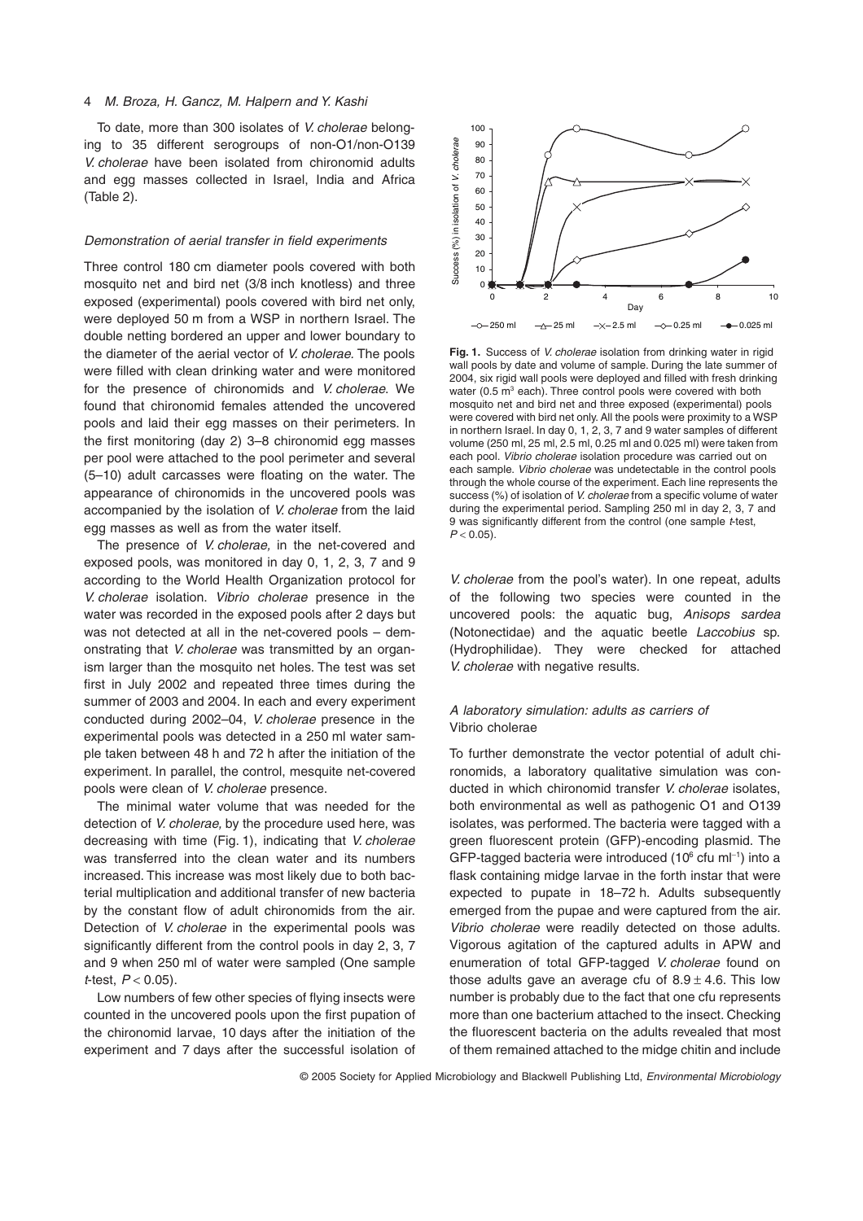To date, more than 300 isolates of *V. cholerae* belonging to 35 different serogroups of non-O1/non-O139 *V. cholerae* have been isolated from chironomid adults and egg masses collected in Israel, India and Africa (Table 2).

### *Demonstration of aerial transfer in field experiments*

Three control 180 cm diameter pools covered with both mosquito net and bird net (3/8 inch knotless) and three exposed (experimental) pools covered with bird net only, were deployed 50 m from a WSP in northern Israel. The double netting bordered an upper and lower boundary to the diameter of the aerial vector of *V. cholerae.* The pools were filled with clean drinking water and were monitored for the presence of chironomids and *V. cholerae*. We found that chironomid females attended the uncovered pools and laid their egg masses on their perimeters. In the first monitoring (day 2) 3–8 chironomid egg masses per pool were attached to the pool perimeter and several (5–10) adult carcasses were floating on the water. The appearance of chironomids in the uncovered pools was accompanied by the isolation of *V. cholerae* from the laid egg masses as well as from the water itself.

The presence of *V. cholerae,* in the net-covered and exposed pools, was monitored in day 0, 1, 2, 3, 7 and 9 according to the World Health Organization protocol for *V. cholerae* isolation. *Vibrio cholerae* presence in the water was recorded in the exposed pools after 2 days but was not detected at all in the net-covered pools – demonstrating that *V. cholerae* was transmitted by an organism larger than the mosquito net holes. The test was set first in July 2002 and repeated three times during the summer of 2003 and 2004. In each and every experiment conducted during 2002–04, *V. cholerae* presence in the experimental pools was detected in a 250 ml water sample taken between 48 h and 72 h after the initiation of the experiment. In parallel, the control, mesquite net-covered pools were clean of *V. cholerae* presence.

The minimal water volume that was needed for the detection of *V. cholerae,* by the procedure used here, was decreasing with time (Fig. 1), indicating that *V. cholerae* was transferred into the clean water and its numbers increased. This increase was most likely due to both bacterial multiplication and additional transfer of new bacteria by the constant flow of adult chironomids from the air. Detection of *V. cholerae* in the experimental pools was significantly different from the control pools in day 2, 3, 7 and 9 when 250 ml of water were sampled (One sample *t*-test, $P < 0.05$).

Low numbers of few other species of flying insects were counted in the uncovered pools upon the first pupation of the chironomid larvae, 10 days after the initiation of the experiment and 7 days after the successful isolation of *V. cholerae* from the pool's water). In one repeat, adults of the following two species were counted in the uncovered pools: the aquatic bug, *Anisops sardea* (Notonectidae) and the aquatic beetle *Laccobius* sp. (Hydrophilidae). They were checked for attached *V. cholerae* with negative results.

**Fig. 1.** Success of *V. cholerae* isolation from drinking water in rigid wall pools by date and volume of sample. During the late summer of 2004, six rigid wall pools were deployed and filled with fresh drinking water (0.5 $m^3$ each). Three control pools were covered with both mosquito net and bird net and three exposed (experimental) pools were covered with bird net only. All the pools were proximity to a WSP in northern Israel. In day 0, 1, 2, 3, 7 and 9 water samples of different volume (250 ml, 25 ml, 2.5 ml, 0.25 ml and 0.025 ml) were taken from each pool. *Vibrio cholerae* isolation procedure was carried out on each sample. *Vibrio cholerae* was undetectable in the control pools through the whole course of the experiment. Each line represents the success (%) of isolation of *V. cholerae* from a specific volume of water during the experimental period. Sampling 250 ml in day 2, 3, 7 and 9 was significantly different from the control (one sample *t*-test, $P < 0.05$).

### *A laboratory simulation: adults as carriers of* Vibrio cholerae

To further demonstrate the vector potential of adult chironomids, a laboratory qualitative simulation was conducted in which chironomid transfer *V. cholerae* isolates, both environmental as well as pathogenic O1 and O139 isolates, was performed. The bacteria were tagged with a green fluorescent protein (GFP)-encoding plasmid. The GFP-tagged bacteria were introduced ($10^6$ cfu $ml^{-1}$) into a flask containing midge larvae in the forth instar that were expected to pupate in 18–72 h. Adults subsequently emerged from the pupae and were captured from the air. *Vibrio cholerae* were readily detected on those adults. Vigorous agitation of the captured adults in APW and enumeration of total GFP-tagged *V. cholerae* found on those adults gave an average cfu of $8.9 \pm 4.6$. This low number is probably due to the fact that one cfu represents more than one bacterium attached to the insect. Checking the fluorescent bacteria on the adults revealed that most of them remained attached to the midge chitin and include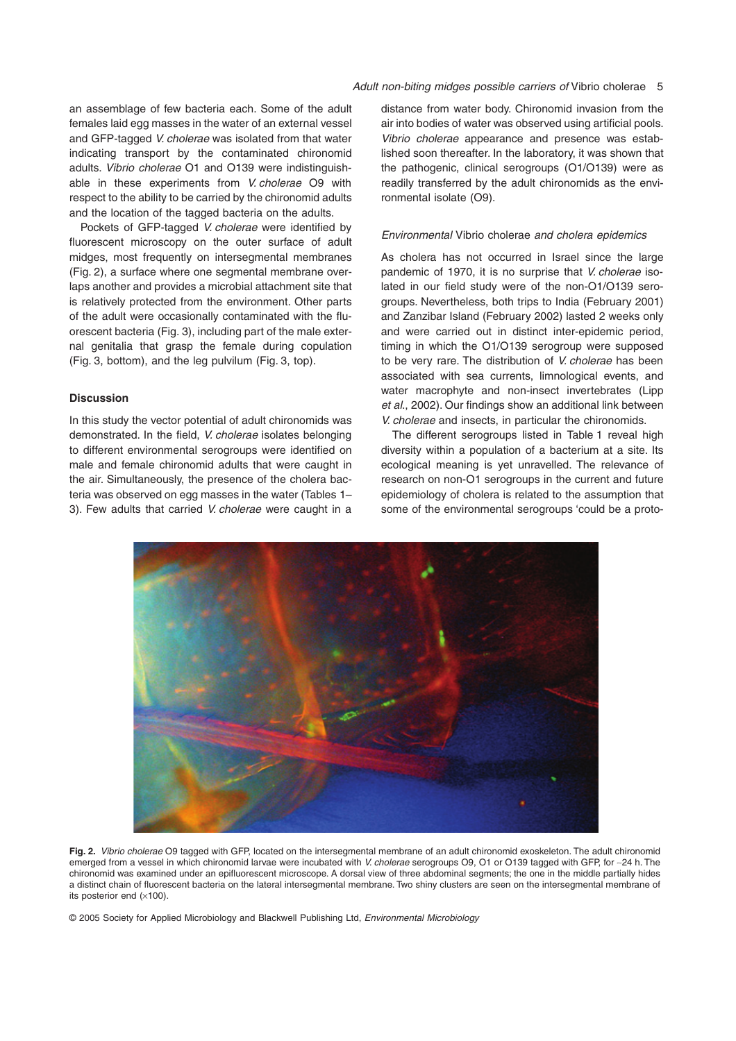an assemblage of few bacteria each. Some of the adult females laid egg masses in the water of an external vessel and GFP-tagged *V. cholerae* was isolated from that water indicating transport by the contaminated chironomid adults. *Vibrio cholerae* O1 and O139 were indistinguishable in these experiments from *V. cholerae* O9 with respect to the ability to be carried by the chironomid adults and the location of the tagged bacteria on the adults.

Pockets of GFP-tagged *V. cholerae* were identified by fluorescent microscopy on the outer surface of adult midges, most frequently on intersegmental membranes (Fig. 2), a surface where one segmental membrane overlaps another and provides a microbial attachment site that is relatively protected from the environment. Other parts of the adult were occasionally contaminated with the fluorescent bacteria (Fig. 3), including part of the male external genitalia that grasp the female during copulation (Fig. 3, bottom), and the leg pulvilum (Fig. 3, top).

## Discussion

In this study the vector potential of adult chironomids was demonstrated. In the field, *V. cholerae* isolates belonging to different environmental serogroups were identified on male and female chironomid adults that were caught in the air. Simultaneously, the presence of the cholera bacteria was observed on egg masses in the water (Tables 1–3). Few adults that carried *V. cholerae* were caught in a distance from water body. Chironomid invasion from the air into bodies of water was observed using artificial pools. *Vibrio cholerae* appearance and presence was established soon thereafter. In the laboratory, it was shown that the pathogenic, clinical serogroups (O1/O139) were as readily transferred by the adult chironomids as the environmental isolate (O9).

### *Environmental* Vibrio cholerae *and cholera epidemics*

As cholera has not occurred in Israel since the large pandemic of 1970, it is no surprise that *V. cholerae* isolated in our field study were of the non-O1/O139 serogroups. Nevertheless, both trips to India (February 2001) and Zanzibar Island (February 2002) lasted 2 weeks only and were carried out in distinct inter-epidemic period, timing in which the O1/O139 serogroup were supposed to be very rare. The distribution of *V. cholerae* has been associated with sea currents, limnological events, and water macrophyte and non-insect invertebrates (Lipp *et al.*, 2002). Our findings show an additional link between *V. cholerae* and insects, in particular the chironomids.

The different serogroups listed in Table 1 reveal high diversity within a population of a bacterium at a site. Its ecological meaning is yet unravelled. The relevance of research on non-O1 serogroups in the current and future epidemiology of cholera is related to the assumption that some of the environmental serogroups 'could be a proto-

**Fig. 2.** *Vibrio cholerae* O9 tagged with GFP, located on the intersegmental membrane of an adult chironomid exoskeleton. The adult chironomid emerged from a vessel in which chironomid larvae were incubated with *V. cholerae* serogroups O9, O1 or O139 tagged with GFP, for ~24 h. The chironomid was examined under an epifluorescent microscope. A dorsal view of three abdominal segments; the one in the middle partially hides a distinct chain of fluorescent bacteria on the lateral intersegmental membrane. Two shiny clusters are seen on the intersegmental membrane of its posterior end (×100).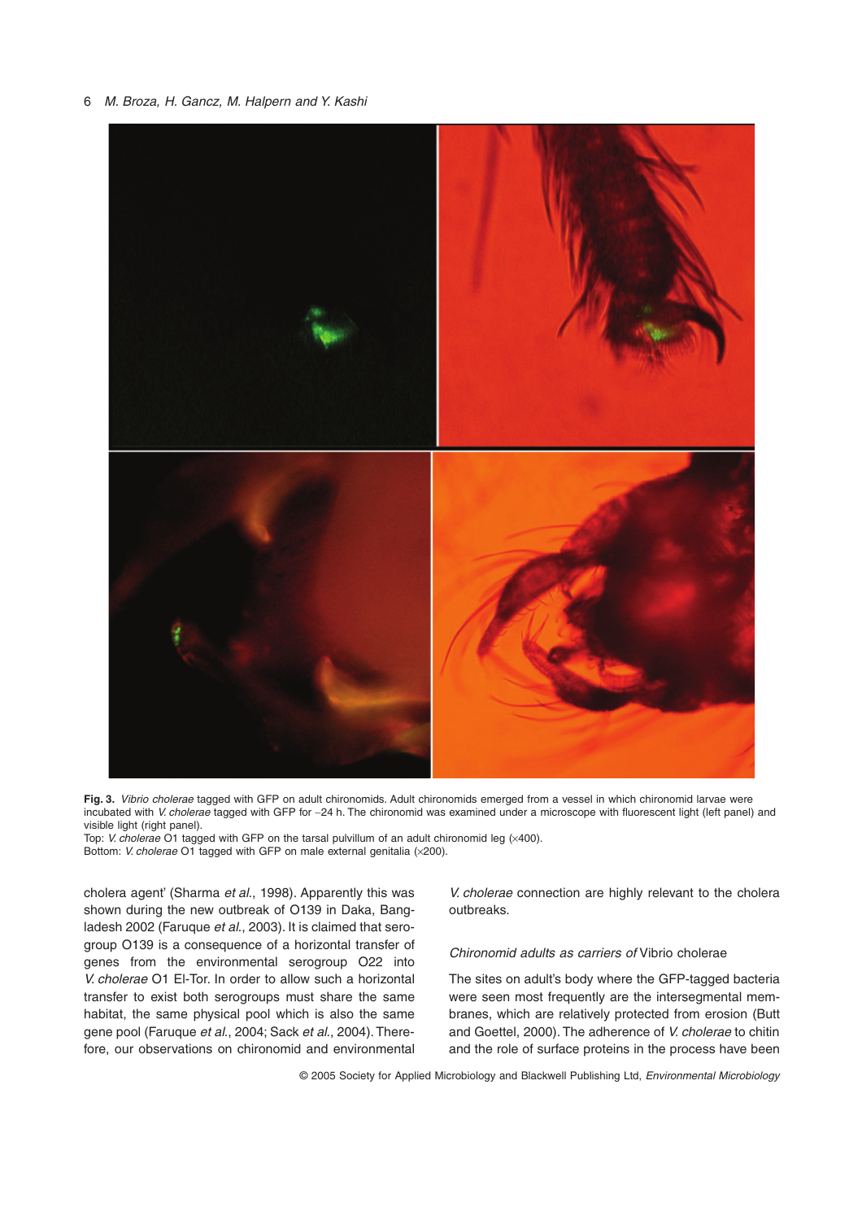**Fig. 3.** *Vibrio cholerae* tagged with GFP on adult chironomids. Adult chironomids emerged from a vessel in which chironomid larvae were incubated with *V. cholerae* tagged with GFP for ~24 h. The chironomid was examined under a microscope with fluorescent light (left panel) and visible light (right panel).
Top: *V. cholerae* O1 tagged with GFP on the tarsal pulvillum of an adult chironomid leg (×400).
Bottom: *V. cholerae* O1 tagged with GFP on male external genitalia (×200).

cholera agent' (Sharma *et al*., 1998). Apparently this was shown during the new outbreak of O139 in Daka, Bangladesh 2002 (Faruque *et al*., 2003). It is claimed that serogroup O139 is a consequence of a horizontal transfer of genes from the environmental serogroup O22 into *V. cholerae* O1 El-Tor. In order to allow such a horizontal transfer to exist both serogroups must share the same habitat, the same physical pool which is also the same gene pool (Faruque *et al*., 2004; Sack *et al*., 2004). Therefore, our observations on chironomid and environmental *V. cholerae* connection are highly relevant to the cholera outbreaks.

### *Chironomid adults as carriers of* Vibrio cholerae

The sites on adult's body where the GFP-tagged bacteria were seen most frequently are the intersegmental membranes, which are relatively protected from erosion (Butt and Goettel, 2000). The adherence of *V. cholerae* to chitin and the role of surface proteins in the process have been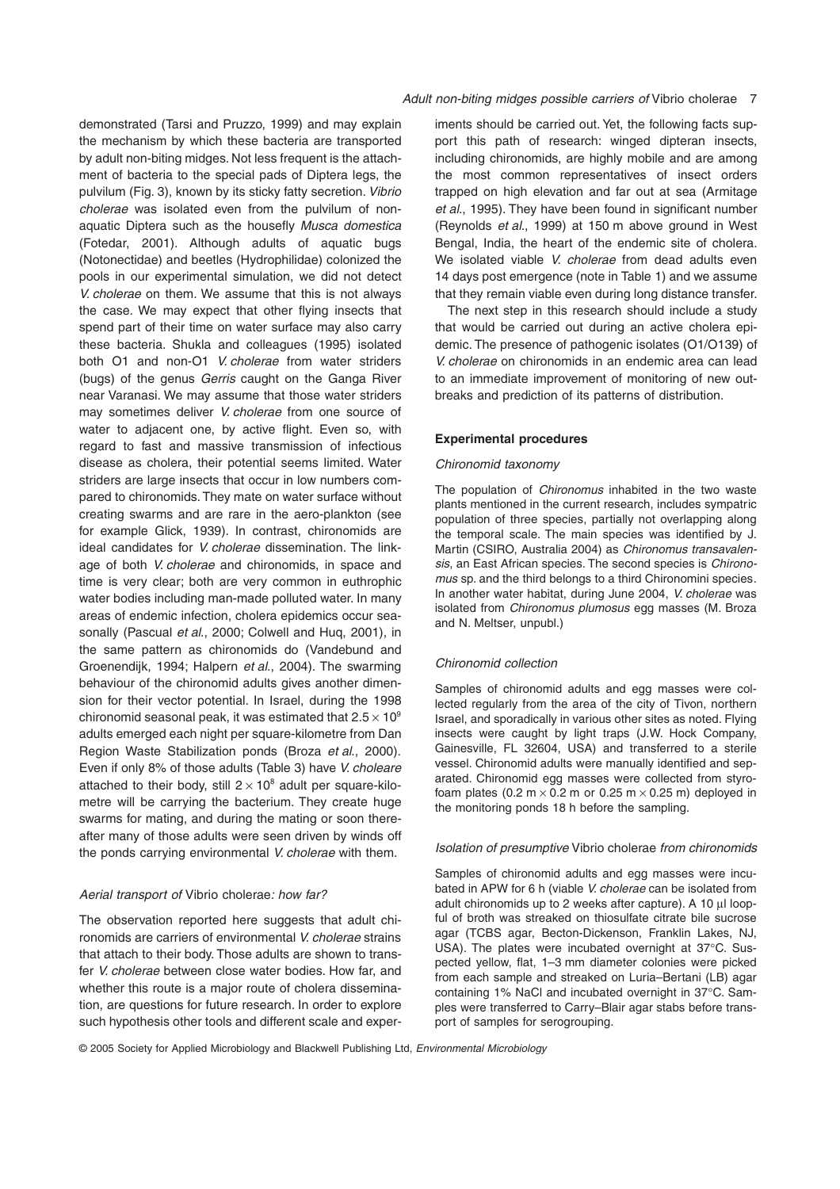demonstrated (Tarsi and Pruzzo, 1999) and may explain the mechanism by which these bacteria are transported by adult non-biting midges. Not less frequent is the attachment of bacteria to the special pads of Diptera legs, the pulvilum (Fig. 3), known by its sticky fatty secretion. *Vibrio cholerae* was isolated even from the pulvilum of non-aquatic Diptera such as the housefly *Musca domestica* (Fotedar, 2001). Although adults of aquatic bugs (Notonectidae) and beetles (Hydrophilidae) colonized the pools in our experimental simulation, we did not detect *V. cholerae* on them. We assume that this is not always the case. We may expect that other flying insects that spend part of their time on water surface may also carry these bacteria. Shukla and colleagues (1995) isolated both O1 and non-O1 *V. cholerae* from water striders (bugs) of the genus *Gerris* caught on the Ganga River near Varanasi. We may assume that those water striders may sometimes deliver *V. cholerae* from one source of water to adjacent one, by active flight. Even so, with regard to fast and massive transmission of infectious disease as cholera, their potential seems limited. Water striders are large insects that occur in low numbers compared to chironomids. They mate on water surface without creating swarms and are rare in the aero-plankton (see for example Glick, 1939). In contrast, chironomids are ideal candidates for *V. cholerae* dissemination. The linkage of both *V. cholerae* and chironomids, in space and time is very clear; both are very common in euthrophic water bodies including man-made polluted water. In many areas of endemic infection, cholera epidemics occur seasonally (Pascual *et al.*, 2000; Colwell and Huq, 2001), in the same pattern as chironomids do (Vandebund and Groenendijk, 1994; Halpern *et al.*, 2004). The swarming behaviour of the chironomid adults gives another dimension for their vector potential. In Israel, during the 1998 chironomid seasonal peak, it was estimated that $2.5 \times 10^9$ adults emerged each night per square-kilometre from Dan Region Waste Stabilization ponds (Broza *et al.*, 2000). Even if only 8% of those adults (Table 3) have *V. choleare* attached to their body, still $2 \times 10^8$ adult per square-kilometre will be carrying the bacterium. They create huge swarms for mating, and during the mating or soon thereafter many of those adults were seen driven by winds off the ponds carrying environmental *V. cholerae* with them.

### *Aerial transport of* Vibrio cholerae*: how far?*

The observation reported here suggests that adult chironomids are carriers of environmental *V. cholerae* strains that attach to their body. Those adults are shown to transfer *V. cholerae* between close water bodies. How far, and whether this route is a major route of cholera dissemination, are questions for future research. In order to explore such hypothesis other tools and different scale and experiments should be carried out. Yet, the following facts support this path of research: winged dipteran insects, including chironomids, are highly mobile and are among the most common representatives of insect orders trapped on high elevation and far out at sea (Armitage *et al.*, 1995). They have been found in significant number (Reynolds *et al.*, 1999) at 150 m above ground in West Bengal, India, the heart of the endemic site of cholera. We isolated viable *V. cholerae* from dead adults even 14 days post emergence (note in Table 1) and we assume that they remain viable even during long distance transfer.

The next step in this research should include a study that would be carried out during an active cholera epidemic. The presence of pathogenic isolates (O1/O139) of *V. cholerae* on chironomids in an endemic area can lead to an immediate improvement of monitoring of new outbreaks and prediction of its patterns of distribution.

## Experimental procedures

### *Chironomid taxonomy*

The population of *Chironomus* inhabited in the two waste plants mentioned in the current research, includes sympatric population of three species, partially not overlapping along the temporal scale. The main species was identified by J. Martin (CSIRO, Australia 2004) as *Chironomus transavalensis*, an East African species. The second species is *Chironomus* sp. and the third belongs to a third Chironomini species. In another water habitat, during June 2004, *V. cholerae* was isolated from *Chironomus plumosus* egg masses (M. Broza and N. Meltser, unpubl.)

### *Chironomid collection*

Samples of chironomid adults and egg masses were collected regularly from the area of the city of Tivon, northern Israel, and sporadically in various other sites as noted. Flying insects were caught by light traps (J.W. Hock Company, Gainesville, FL 32604, USA) and transferred to a sterile vessel. Chironomid adults were manually identified and separated. Chironomid egg masses were collected from styrofoam plates ($0.2\ \text{m} \times 0.2\ \text{m}$ or $0.25\ \text{m} \times 0.25\ \text{m}$) deployed in the monitoring ponds 18 h before the sampling.

### *Isolation of presumptive* Vibrio cholerae *from chironomids*

Samples of chironomid adults and egg masses were incubated in APW for 6 h (viable *V. cholerae* can be isolated from adult chironomids up to 2 weeks after capture). A 10 μl loopful of broth was streaked on thiosulfate citrate bile sucrose agar (TCBS agar, Becton-Dickenson, Franklin Lakes, NJ, USA). The plates were incubated overnight at 37°C. Suspected yellow, flat, 1–3 mm diameter colonies were picked from each sample and streaked on Luria–Bertani (LB) agar containing 1% NaCl and incubated overnight in 37°C. Samples were transferred to Carry–Blair agar stabs before transport of samples for serogrouping.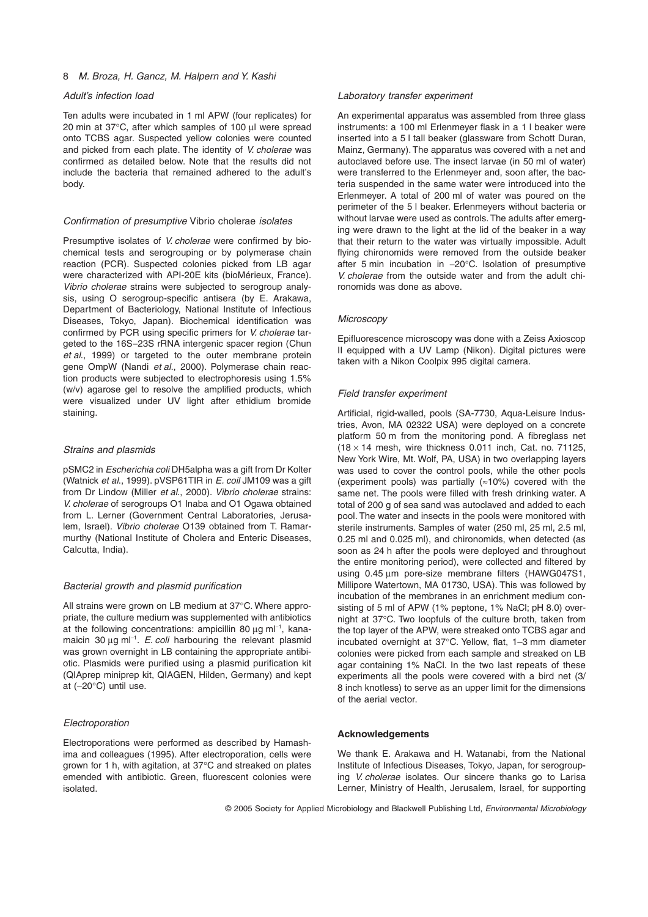### *Adult's infection load*

Ten adults were incubated in 1 ml APW (four replicates) for 20 min at 37°C, after which samples of 100 μl were spread onto TCBS agar. Suspected yellow colonies were counted and picked from each plate. The identity of *V. cholerae* was confirmed as detailed below. Note that the results did not include the bacteria that remained adhered to the adult's body.

### *Confirmation of presumptive* Vibrio cholerae *isolates*

Presumptive isolates of *V. cholerae* were confirmed by biochemical tests and serogrouping or by polymerase chain reaction (PCR). Suspected colonies picked from LB agar were characterized with API-20E kits (bioMérieux, France). *Vibrio cholerae* strains were subjected to serogroup analysis, using O serogroup-specific antisera (by E. Arakawa, Department of Bacteriology, National Institute of Infectious Diseases, Tokyo, Japan). Biochemical identification was confirmed by PCR using specific primers for *V. cholerae* targeted to the 16S–23S rRNA intergenic spacer region (Chun *et al*., 1999) or targeted to the outer membrane protein gene OmpW (Nandi *et al*., 2000). Polymerase chain reaction products were subjected to electrophoresis using 1.5% (w/v) agarose gel to resolve the amplified products, which were visualized under UV light after ethidium bromide staining.

### *Strains and plasmids*

pSMC2 in *Escherichia coli* DH5alpha was a gift from Dr Kolter (Watnick *et al*., 1999). pVSP61TIR in *E. coil* JM109 was a gift from Dr Lindow (Miller *et al*., 2000). *Vibrio cholerae* strains: *V. cholerae* of serogroups O1 Inaba and O1 Ogawa obtained from L. Lerner (Government Central Laboratories, Jerusalem, Israel). *Vibrio cholerae* O139 obtained from T. Ramarmurthy (National Institute of Cholera and Enteric Diseases, Calcutta, India).

### *Bacterial growth and plasmid purification*

All strains were grown on LB medium at 37°C. Where appropriate, the culture medium was supplemented with antibiotics at the following concentrations: ampicillin 80 $\mu g\ ml^{-1}$, kanamaicin 30 $\mu g\ ml^{-1}$. *E. coli* harbouring the relevant plasmid was grown overnight in LB containing the appropriate antibiotic. Plasmids were purified using a plasmid purification kit (QIAprep miniprep kit, QIAGEN, Hilden, Germany) and kept at (−20°C) until use.

### *Electroporation*

Electroporations were performed as described by Hamashima and colleagues (1995). After electroporation, cells were grown for 1 h, with agitation, at 37°C and streaked on plates emended with antibiotic. Green, fluorescent colonies were isolated.

### *Laboratory transfer experiment*

An experimental apparatus was assembled from three glass instruments: a 100 ml Erlenmeyer flask in a 1 l beaker were inserted into a 5 l tall beaker (glassware from Schott Duran, Mainz, Germany). The apparatus was covered with a net and autoclaved before use. The insect larvae (in 50 ml of water) were transferred to the Erlenmeyer and, soon after, the bacteria suspended in the same water were introduced into the Erlenmeyer. A total of 200 ml of water was poured on the perimeter of the 5 l beaker. Erlenmeyers without bacteria or without larvae were used as controls. The adults after emerging were drawn to the light at the lid of the beaker in a way that their return to the water was virtually impossible. Adult flying chironomids were removed from the outside beaker after 5 min incubation in −20°C. Isolation of presumptive *V. cholerae* from the outside water and from the adult chironomids was done as above.

### *Microscopy*

Epifluorescence microscopy was done with a Zeiss Axioscop II equipped with a UV Lamp (Nikon). Digital pictures were taken with a Nikon Coolpix 995 digital camera.

### *Field transfer experiment*

Artificial, rigid-walled, pools (SA-7730, Aqua-Leisure Industries, Avon, MA 02322 USA) were deployed on a concrete platform 50 m from the monitoring pond. A fibreglass net (18 × 14 mesh, wire thickness 0.011 inch, Cat. no. 71125, New York Wire, Mt. Wolf, PA, USA) in two overlapping layers was used to cover the control pools, while the other pools (experiment pools) was partially (≈10%) covered with the same net. The pools were filled with fresh drinking water. A total of 200 g of sea sand was autoclaved and added to each pool. The water and insects in the pools were monitored with sterile instruments. Samples of water (250 ml, 25 ml, 2.5 ml, 0.25 ml and 0.025 ml), and chironomids, when detected (as soon as 24 h after the pools were deployed and throughout the entire monitoring period), were collected and filtered by using 0.45 μm pore-size membrane filters (HAWG047S1, Millipore Watertown, MA 01730, USA). This was followed by incubation of the membranes in an enrichment medium consisting of 5 ml of APW (1% peptone, 1% NaCl; pH 8.0) overnight at 37°C. Two loopfuls of the culture broth, taken from the top layer of the APW, were streaked onto TCBS agar and incubated overnight at 37°C. Yellow, flat, 1–3 mm diameter colonies were picked from each sample and streaked on LB agar containing 1% NaCl. In the two last repeats of these experiments all the pools were covered with a bird net (3/8 inch knotless) to serve as an upper limit for the dimensions of the aerial vector.

## Acknowledgements

We thank E. Arakawa and H. Watanabi, from the National Institute of Infectious Diseases, Tokyo, Japan, for serogrouping *V. cholerae* isolates. Our sincere thanks go to Larisa Lerner, Ministry of Health, Jerusalem, Israel, for supporting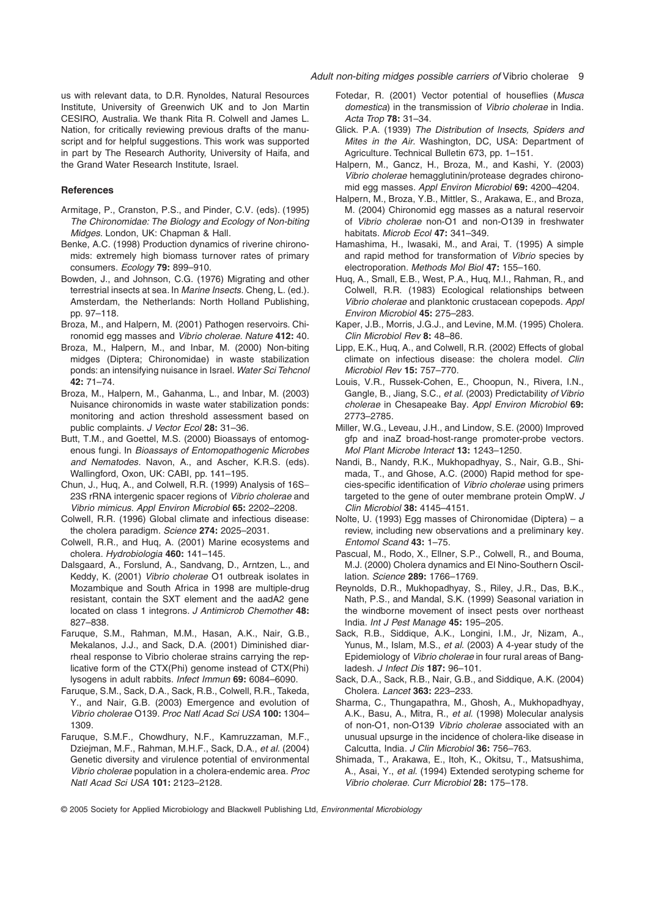us with relevant data, to D.R. Rynoldes, Natural Resources Institute, University of Greenwich UK and to Jon Martin CESIRO, Australia. We thank Rita R. Colwell and James L. Nation, for critically reviewing previous drafts of the manuscript and for helpful suggestions. This work was supported in part by The Research Authority, University of Haifa, and the Grand Water Research Institute, Israel.

## References

Armitage, P., Cranston, P.S., and Pinder, C.V. (eds). (1995) *The Chironomidae: The Biology and Ecology of Non-biting Midges*. London, UK: Chapman & Hall.

Benke, A.C. (1998) Production dynamics of riverine chironomids: extremely high biomass turnover rates of primary consumers. *Ecology* **79:** 899–910.

Bowden, J., and Johnson, C.G. (1976) Migrating and other terrestrial insects at sea. In *Marine Insects.* Cheng, L. (ed.). Amsterdam, the Netherlands: North Holland Publishing, pp. 97–118.

Broza, M., and Halpern, M. (2001) Pathogen reservoirs. Chironomid egg masses and *Vibrio cholerae*. *Nature* **412:** 40.

Broza, M., Halpern, M., and Inbar, M. (2000) Non-biting midges (Diptera; Chironomidae) in waste stabilization ponds: an intensifying nuisance in Israel. *Water Sci Tehcnol* **42:** 71–74.

Broza, M., Halpern, M., Gahanma, L., and Inbar, M. (2003) Nuisance chironomids in waste water stabilization ponds: monitoring and action threshold assessment based on public complaints. *J Vector Ecol* **28:** 31–36.

Butt, T.M., and Goettel, M.S. (2000) Bioassays of entomogenous fungi. In *Bioassays of Entomopathogenic Microbes and Nematodes.* Navon, A., and Ascher, K.R.S. (eds). Wallingford, Oxon, UK: CABI, pp. 141–195.

Chun, J., Huq, A., and Colwell, R.R. (1999) Analysis of 16S–23S rRNA intergenic spacer regions of *Vibrio cholerae* and *Vibrio mimicus*. *Appl Environ Microbiol* **65:** 2202–2208.

Colwell, R.R. (1996) Global climate and infectious disease: the cholera paradigm. *Science* **274:** 2025–2031.

Colwell, R.R., and Huq, A. (2001) Marine ecosystems and cholera. *Hydrobiologia* **460:** 141–145.

Dalsgaard, A., Forslund, A., Sandvang, D., Arntzen, L., and Keddy, K. (2001) *Vibrio cholerae* O1 outbreak isolates in Mozambique and South Africa in 1998 are multiple-drug resistant, contain the SXT element and the aadA2 gene located on class 1 integrons. *J Antimicrob Chemother* **48:** 827–838.

Faruque, S.M., Rahman, M.M., Hasan, A.K., Nair, G.B., Mekalanos, J.J., and Sack, D.A. (2001) Diminished diarrheal response to Vibrio cholerae strains carrying the replicative form of the CTX(Phi) genome instead of CTX(Phi) lysogens in adult rabbits. *Infect Immun* **69:** 6084–6090.

Faruque, S.M., Sack, D.A., Sack, R.B., Colwell, R.R., Takeda, Y., and Nair, G.B. (2003) Emergence and evolution of *Vibrio cholerae* O139. *Proc Natl Acad Sci USA* **100:** 1304–1309.

Faruque, S.M.F., Chowdhury, N.F., Kamruzzaman, M.F., Dziejman, M.F., Rahman, M.H.F., Sack, D.A., *et al.* (2004) Genetic diversity and virulence potential of environmental *Vibrio cholerae* population in a cholera-endemic area. *Proc Natl Acad Sci USA* **101:** 2123–2128.

Fotedar, R. (2001) Vector potential of houseflies (*Musca domestica*) in the transmission of *Vibrio cholerae* in India. *Acta Trop* **78:** 31–34.

Glick. P.A. (1939) *The Distribution of Insects, Spiders and Mites in the Air.* Washington, DC, USA: Department of Agriculture. Technical Bulletin 673, pp. 1–151.

Halpern, M., Gancz, H., Broza, M., and Kashi, Y. (2003) *Vibrio cholerae* hemagglutinin/protease degrades chironomid egg masses. *Appl Environ Microbiol* **69:** 4200–4204.

Halpern, M., Broza, Y.B., Mittler, S., Arakawa, E., and Broza, M. (2004) Chironomid egg masses as a natural reservoir of *Vibrio cholerae* non-O1 and non-O139 in freshwater habitats. *Microb Ecol* **47:** 341–349.

Hamashima, H., Iwasaki, M., and Arai, T. (1995) A simple and rapid method for transformation of *Vibrio* species by electroporation. *Methods Mol Biol* **47:** 155–160.

Huq, A., Small, E.B., West, P.A., Huq, M.I., Rahman, R., and Colwell, R.R. (1983) Ecological relationships between *Vibrio cholerae* and planktonic crustacean copepods. *Appl Environ Microbiol* **45:** 275–283.

Kaper, J.B., Morris, J.G.J., and Levine, M.M. (1995) Cholera. *Clin Microbiol Rev* **8:** 48–86.

Lipp, E.K., Huq, A., and Colwell, R.R. (2002) Effects of global climate on infectious disease: the cholera model. *Clin Microbiol Rev* **15:** 757–770.

Louis, V.R., Russek-Cohen, E., Choopun, N., Rivera, I.N., Gangle, B., Jiang, S.C., *et al.* (2003) Predictability *of Vibrio cholerae* in Chesapeake Bay. *Appl Environ Microbiol* **69:** 2773–2785.

Miller, W.G., Leveau, J.H., and Lindow, S.E. (2000) Improved gfp and inaZ broad-host-range promoter-probe vectors. *Mol Plant Microbe Interact* **13:** 1243–1250.

Nandi, B., Nandy, R.K., Mukhopadhyay, S., Nair, G.B., Shimada, T., and Ghose, A.C. (2000) Rapid method for species-specific identification of *Vibrio cholerae* using primers targeted to the gene of outer membrane protein OmpW. *J Clin Microbiol* **38:** 4145–4151.

Nolte, U. (1993) Egg masses of Chironomidae (Diptera) – a review, including new observations and a preliminary key. *Entomol Scand* **43:** 1–75.

Pascual, M., Rodo, X., Ellner, S.P., Colwell, R., and Bouma, M.J. (2000) Cholera dynamics and El Nino-Southern Oscillation. *Science* **289:** 1766–1769.

Reynolds, D.R., Mukhopadhyay, S., Riley, J.R., Das, B.K., Nath, P.S., and Mandal, S.K. (1999) Seasonal variation in the windborne movement of insect pests over northeast India. *Int J Pest Manage* **45:** 195–205.

Sack, R.B., Siddique, A.K., Longini, I.M., Jr, Nizam, A., Yunus, M., Islam, M.S., *et al.* (2003) A 4-year study of the Epidemiology of *Vibrio cholerae* in four rural areas of Bangladesh. *J Infect Dis* **187:** 96–101.

Sack, D.A., Sack, R.B., Nair, G.B., and Siddique, A.K. (2004) Cholera. *Lancet* **363:** 223–233.

Sharma, C., Thungapathra, M., Ghosh, A., Mukhopadhyay, A.K., Basu, A., Mitra, R., *et al.* (1998) Molecular analysis of non-O1, non-O139 *Vibrio cholerae* associated with an unusual upsurge in the incidence of cholera-like disease in Calcutta, India. *J Clin Microbiol* **36:** 756–763.

Shimada, T., Arakawa, E., Itoh, K., Okitsu, T., Matsushima, A., Asai, Y., *et al.* (1994) Extended serotyping scheme for *Vibrio cholerae. Curr Microbiol* **28:** 175–178.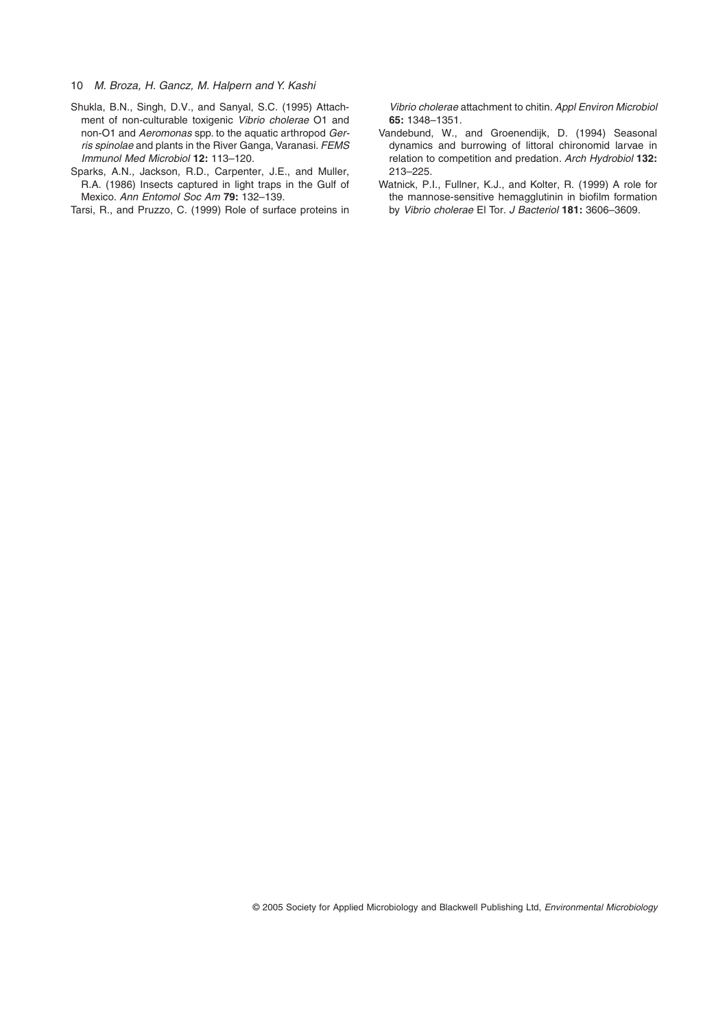Shukla, B.N., Singh, D.V., and Sanyal, S.C. (1995) Attachment of non-culturable toxigenic *Vibrio cholerae* O1 and non-O1 and *Aeromonas* spp. to the aquatic arthropod *Gerris spinolae* and plants in the River Ganga, Varanasi. *FEMS Immunol Med Microbiol* **12:** 113–120.

Sparks, A.N., Jackson, R.D., Carpenter, J.E., and Muller, R.A. (1986) Insects captured in light traps in the Gulf of Mexico. *Ann Entomol Soc Am* **79:** 132–139.

Tarsi, R., and Pruzzo, C. (1999) Role of surface proteins in *Vibrio cholerae* attachment to chitin. *Appl Environ Microbiol* **65:** 1348–1351.

Vandebund, W., and Groenendijk, D. (1994) Seasonal dynamics and burrowing of littoral chironomid larvae in relation to competition and predation. *Arch Hydrobiol* **132:** 213–225.

Watnick, P.I., Fullner, K.J., and Kolter, R. (1999) A role for the mannose-sensitive hemagglutinin in biofilm formation by *Vibrio cholerae* El Tor. *J Bacteriol* **181:** 3606–3609.